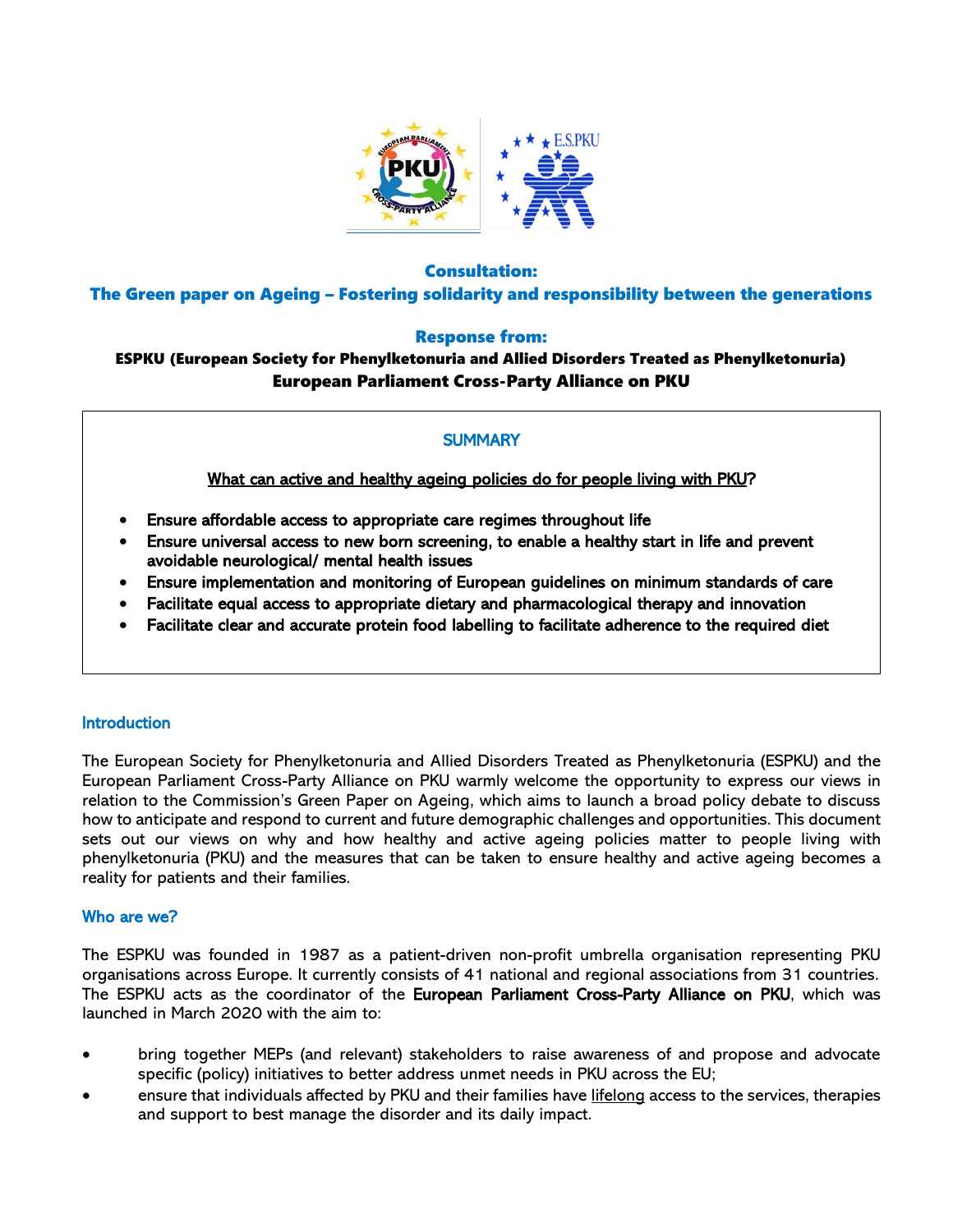## Consultation:
## The Green paper on Ageing – Fostering solidarity and responsibility between the generations

### Response from:

**ESPKU (European Society for Phenylketonuria and Allied Disorders Treated as Phenylketonuria)**
**European Parliament Cross-Party Alliance on PKU**

---

### SUMMARY

What can active and healthy ageing policies do for people living with PKU?

- **Ensure affordable access to appropriate care regimes throughout life**
- **Ensure universal access to new born screening, to enable a healthy start in life and prevent avoidable neurological/ mental health issues**
- **Ensure implementation and monitoring of European guidelines on minimum standards of care**
- **Facilitate equal access to appropriate dietary and pharmacological therapy and innovation**
- **Facilitate clear and accurate protein food labelling to facilitate adherence to the required diet**

---

### Introduction

The European Society for Phenylketonuria and Allied Disorders Treated as Phenylketonuria (ESPKU) and the European Parliament Cross-Party Alliance on PKU warmly welcome the opportunity to express our views in relation to the Commission's Green Paper on Ageing, which aims to launch a broad policy debate to discuss how to anticipate and respond to current and future demographic challenges and opportunities. This document sets out our views on why and how healthy and active ageing policies matter to people living with phenylketonuria (PKU) and the measures that can be taken to ensure healthy and active ageing becomes a reality for patients and their families.

### Who are we?

The ESPKU was founded in 1987 as a patient-driven non-profit umbrella organisation representing PKU organisations across Europe. It currently consists of 41 national and regional associations from 31 countries. The ESPKU acts as the coordinator of the **European Parliament Cross-Party Alliance on PKU**, which was launched in March 2020 with the aim to:

- bring together MEPs (and relevant) stakeholders to raise awareness of and propose and advocate specific (policy) initiatives to better address unmet needs in PKU across the EU;
- ensure that individuals affected by PKU and their families have lifelong access to the services, therapies and support to best manage the disorder and its daily impact.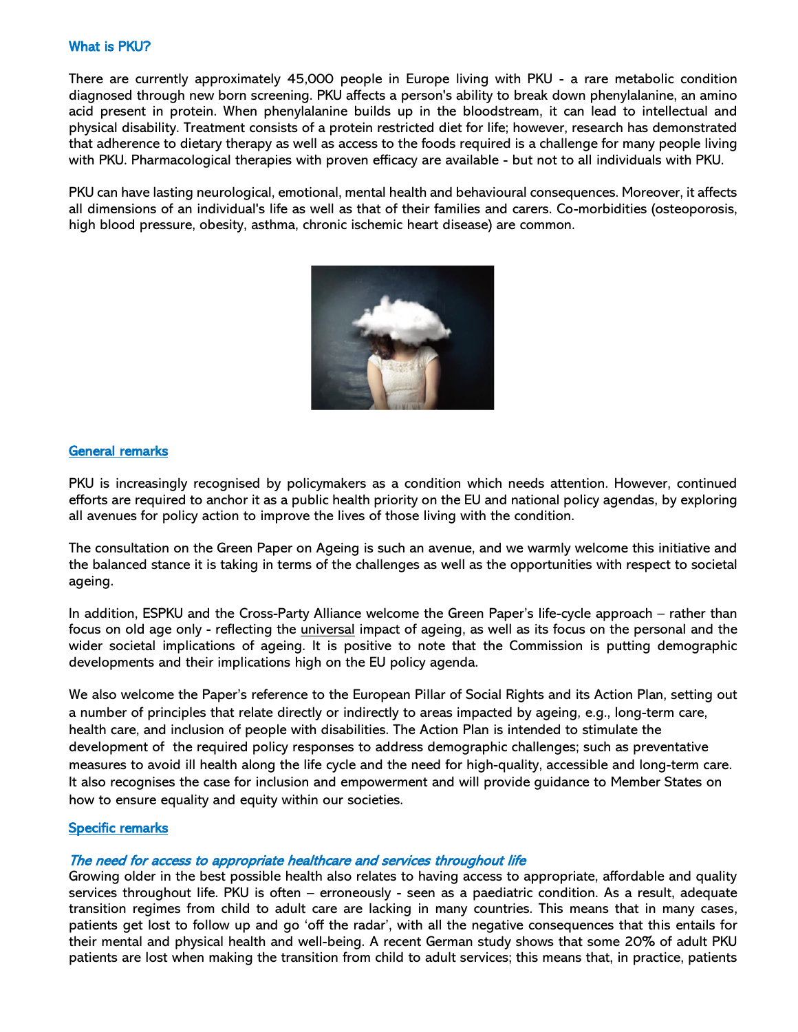## What is PKU?

There are currently approximately 45,000 people in Europe living with PKU - a rare metabolic condition diagnosed through new born screening. PKU affects a person's ability to break down phenylalanine, an amino acid present in protein. When phenylalanine builds up in the bloodstream, it can lead to intellectual and physical disability. Treatment consists of a protein restricted diet for life; however, research has demonstrated that adherence to dietary therapy as well as access to the foods required is a challenge for many people living with PKU. Pharmacological therapies with proven efficacy are available - but not to all individuals with PKU.

PKU can have lasting neurological, emotional, mental health and behavioural consequences. Moreover, it affects all dimensions of an individual's life as well as that of their families and carers. Co-morbidities (osteoporosis, high blood pressure, obesity, asthma, chronic ischemic heart disease) are common.

## General remarks

PKU is increasingly recognised by policymakers as a condition which needs attention. However, continued efforts are required to anchor it as a public health priority on the EU and national policy agendas, by exploring all avenues for policy action to improve the lives of those living with the condition.

The consultation on the Green Paper on Ageing is such an avenue, and we warmly welcome this initiative and the balanced stance it is taking in terms of the challenges as well as the opportunities with respect to societal ageing.

In addition, ESPKU and the Cross-Party Alliance welcome the Green Paper's life-cycle approach – rather than focus on old age only - reflecting the universal impact of ageing, as well as its focus on the personal and the wider societal implications of ageing. It is positive to note that the Commission is putting demographic developments and their implications high on the EU policy agenda.

We also welcome the Paper's reference to the European Pillar of Social Rights and its Action Plan, setting out a number of principles that relate directly or indirectly to areas impacted by ageing, e.g., long-term care, health care, and inclusion of people with disabilities. The Action Plan is intended to stimulate the development of the required policy responses to address demographic challenges; such as preventative measures to avoid ill health along the life cycle and the need for high-quality, accessible and long-term care. It also recognises the case for inclusion and empowerment and will provide guidance to Member States on how to ensure equality and equity within our societies.

## Specific remarks

### *The need for access to appropriate healthcare and services throughout life*

Growing older in the best possible health also relates to having access to appropriate, affordable and quality services throughout life. PKU is often – erroneously - seen as a paediatric condition. As a result, adequate transition regimes from child to adult care are lacking in many countries. This means that in many cases, patients get lost to follow up and go 'off the radar', with all the negative consequences that this entails for their mental and physical health and well-being. A recent German study shows that some 20% of adult PKU patients are lost when making the transition from child to adult services; this means that, in practice, patients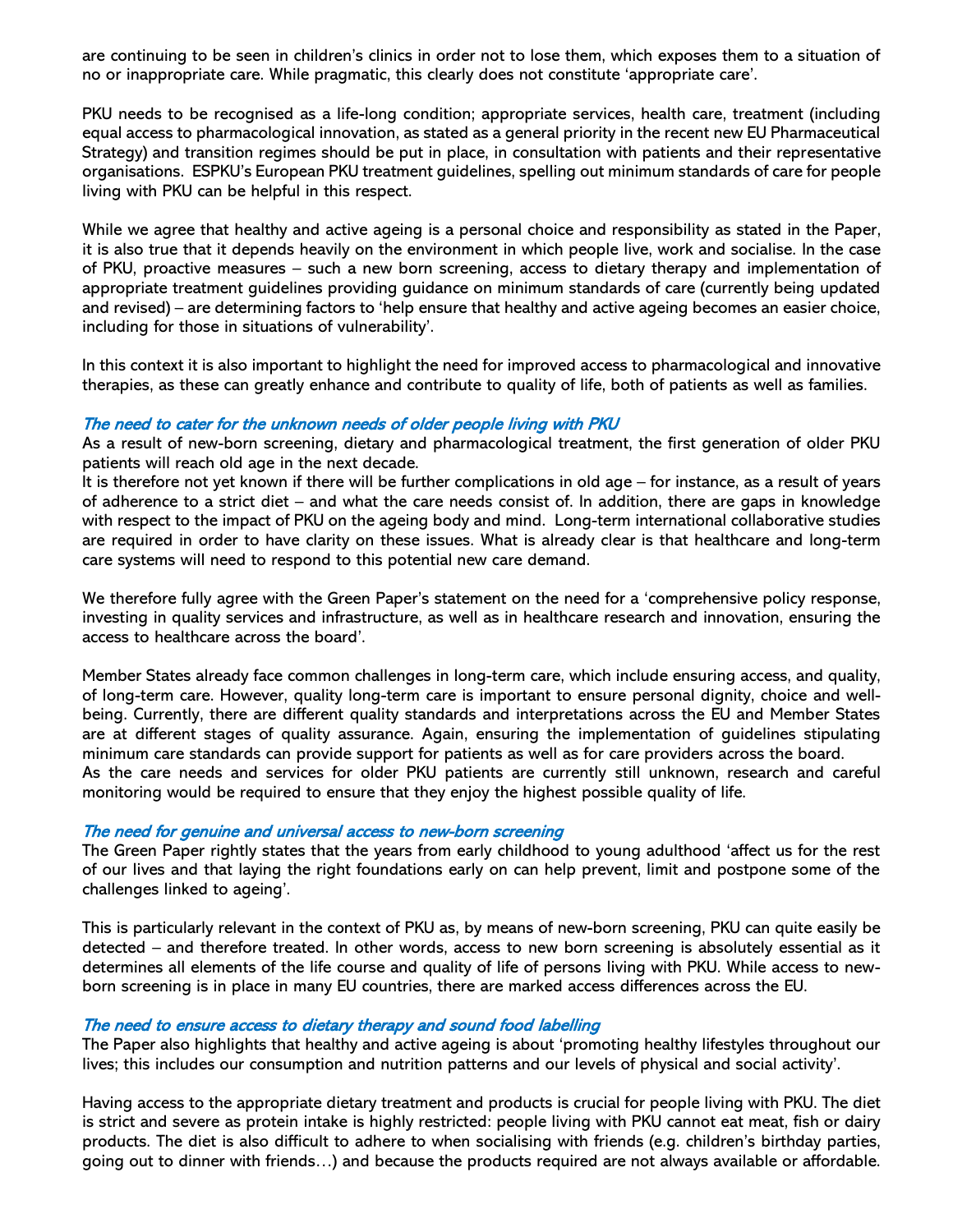are continuing to be seen in children's clinics in order not to lose them, which exposes them to a situation of no or inappropriate care. While pragmatic, this clearly does not constitute 'appropriate care'.

PKU needs to be recognised as a life-long condition; appropriate services, health care, treatment (including equal access to pharmacological innovation, as stated as a general priority in the recent new EU Pharmaceutical Strategy) and transition regimes should be put in place, in consultation with patients and their representative organisations. ESPKU's European PKU treatment guidelines, spelling out minimum standards of care for people living with PKU can be helpful in this respect.

While we agree that healthy and active ageing is a personal choice and responsibility as stated in the Paper, it is also true that it depends heavily on the environment in which people live, work and socialise. In the case of PKU, proactive measures – such a new born screening, access to dietary therapy and implementation of appropriate treatment guidelines providing guidance on minimum standards of care (currently being updated and revised) – are determining factors to 'help ensure that healthy and active ageing becomes an easier choice, including for those in situations of vulnerability'.

In this context it is also important to highlight the need for improved access to pharmacological and innovative therapies, as these can greatly enhance and contribute to quality of life, both of patients as well as families.

### *The need to cater for the unknown needs of older people living with PKU*

As a result of new-born screening, dietary and pharmacological treatment, the first generation of older PKU patients will reach old age in the next decade.

It is therefore not yet known if there will be further complications in old age – for instance, as a result of years of adherence to a strict diet – and what the care needs consist of. In addition, there are gaps in knowledge with respect to the impact of PKU on the ageing body and mind. Long-term international collaborative studies are required in order to have clarity on these issues. What is already clear is that healthcare and long-term care systems will need to respond to this potential new care demand.

We therefore fully agree with the Green Paper's statement on the need for a 'comprehensive policy response, investing in quality services and infrastructure, as well as in healthcare research and innovation, ensuring the access to healthcare across the board'.

Member States already face common challenges in long-term care, which include ensuring access, and quality, of long-term care. However, quality long-term care is important to ensure personal dignity, choice and well-being. Currently, there are different quality standards and interpretations across the EU and Member States are at different stages of quality assurance. Again, ensuring the implementation of guidelines stipulating minimum care standards can provide support for patients as well as for care providers across the board.

As the care needs and services for older PKU patients are currently still unknown, research and careful monitoring would be required to ensure that they enjoy the highest possible quality of life.

### *The need for genuine and universal access to new-born screening*

The Green Paper rightly states that the years from early childhood to young adulthood 'affect us for the rest of our lives and that laying the right foundations early on can help prevent, limit and postpone some of the challenges linked to ageing'.

This is particularly relevant in the context of PKU as, by means of new-born screening, PKU can quite easily be detected – and therefore treated. In other words, access to new born screening is absolutely essential as it determines all elements of the life course and quality of life of persons living with PKU. While access to new-born screening is in place in many EU countries, there are marked access differences across the EU.

### *The need to ensure access to dietary therapy and sound food labelling*

The Paper also highlights that healthy and active ageing is about 'promoting healthy lifestyles throughout our lives; this includes our consumption and nutrition patterns and our levels of physical and social activity'.

Having access to the appropriate dietary treatment and products is crucial for people living with PKU. The diet is strict and severe as protein intake is highly restricted: people living with PKU cannot eat meat, fish or dairy products. The diet is also difficult to adhere to when socialising with friends (e.g. children's birthday parties, going out to dinner with friends…) and because the products required are not always available or affordable.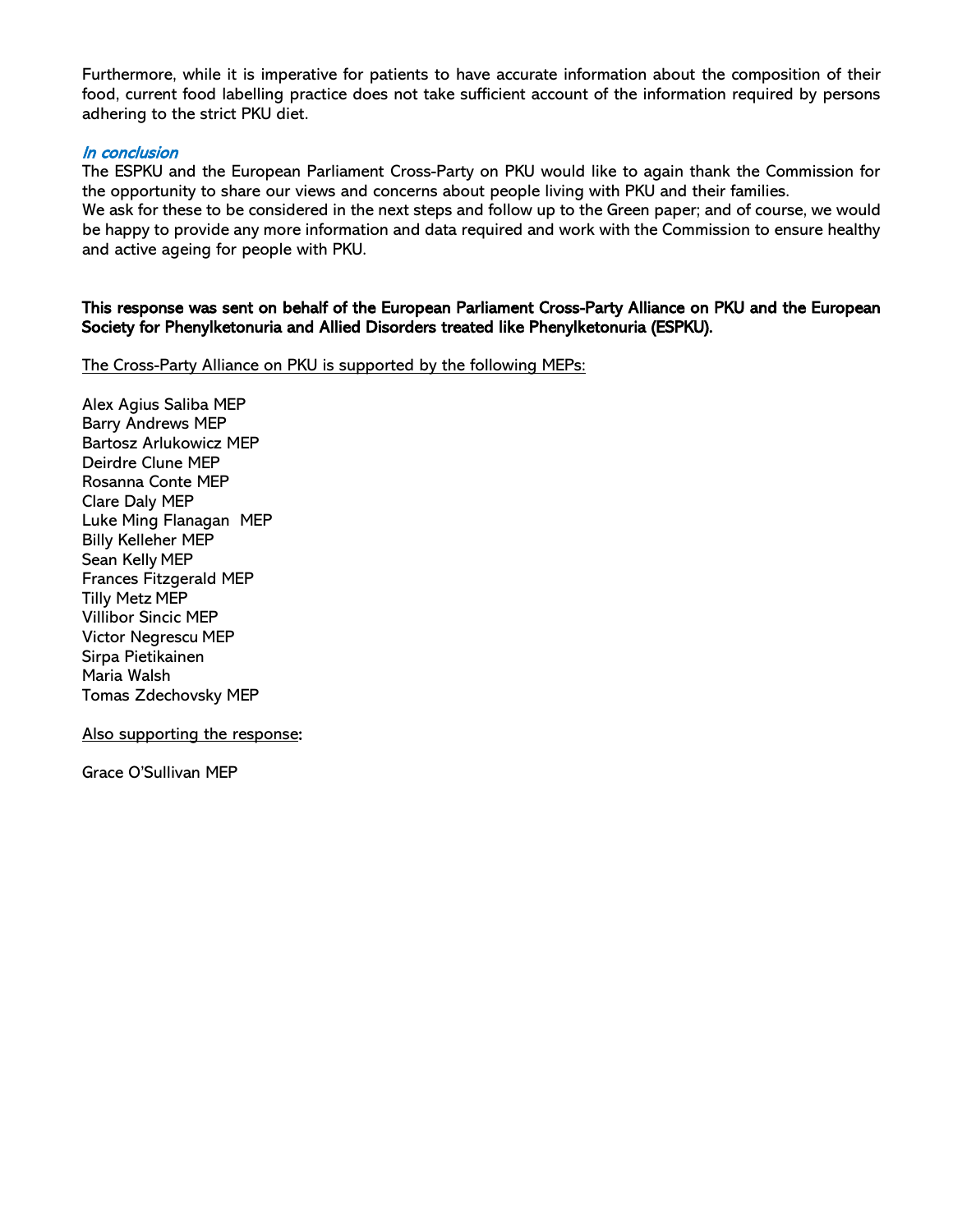Furthermore, while it is imperative for patients to have accurate information about the composition of their food, current food labelling practice does not take sufficient account of the information required by persons adhering to the strict PKU diet.

### *In conclusion*

The ESPKU and the European Parliament Cross-Party on PKU would like to again thank the Commission for the opportunity to share our views and concerns about people living with PKU and their families.
We ask for these to be considered in the next steps and follow up to the Green paper; and of course, we would be happy to provide any more information and data required and work with the Commission to ensure healthy and active ageing for people with PKU.

**This response was sent on behalf of the European Parliament Cross-Party Alliance on PKU and the European Society for Phenylketonuria and Allied Disorders treated like Phenylketonuria (ESPKU).**

<u>The Cross-Party Alliance on PKU is supported by the following MEPs:</u>

Alex Agius Saliba MEP
Barry Andrews MEP
Bartosz Arlukowicz MEP
Deirdre Clune MEP
Rosanna Conte MEP
Clare Daly MEP
Luke Ming Flanagan MEP
Billy Kelleher MEP
Sean Kelly MEP
Frances Fitzgerald MEP
Tilly Metz MEP
Villibor Sincic MEP
Victor Negrescu MEP
Sirpa Pietikainen
Maria Walsh
Tomas Zdechovsky MEP

<u>Also supporting the response</u>:

Grace O'Sullivan MEP